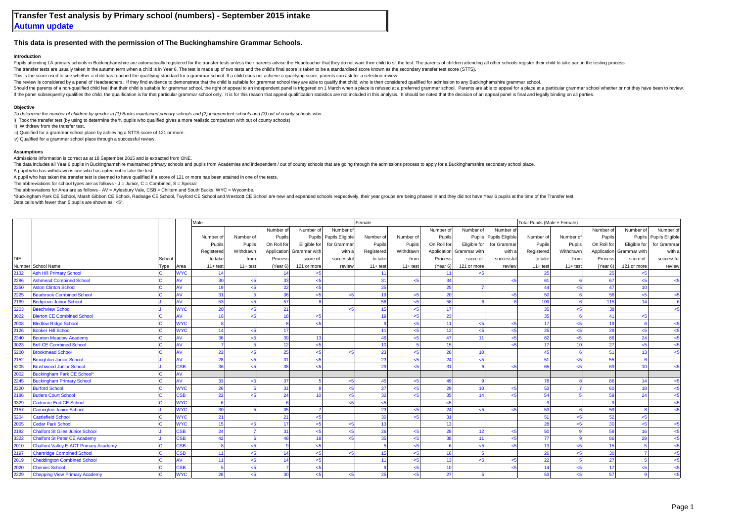# Transfer Test analysis by Primary school (numbers) - September 2015 intake

## Autumn update

### This data is presented with the permission of The Buckinghamshire Grammar Schools.

#### Introduction

Pupils attending LA primary schools in Buckinghamshire are automatically registered for the transfer tests unless their parents advise the Headteacher that they do not want their child to sit the test. The parents of children attending all other schools register their child to take part in the testing process.

The transfer tests are usually taken in the autumn term when a child is in Year 6. The test is made up of two tests and the child's final score is taken to be a standardised score known as the secondary transfer test score (STTS).

This is the score used to see whether a child has reached the qualifying standard for a grammar school. If a child does not achieve a qualifying score, parents can ask for a selection review.

The review is considered by a panel of Headteachers. If they find evidence to demonstrate that the child is suitable for grammar school they are able to qualify that child, who is then considered qualified for admission to any Buckinghamshire grammar school.

Should the parents of a non-qualified child feel that their child is suitable for grammar school, the right of appeal to an independent panel is triggered on 1 March when a place is refused at a preferred grammar school. Parents are able to appeal for a place at a particular grammar school whether or not they have been to review.

If the panel subsequently qualifies the child, the qualification is for that particular grammar school only. It is for this reason that appeal qualification statistics are not included in this analysis. It should be noted that the decision of an appeal panel is final and legally binding on all parties.

#### Objective

*To determine the number of children by gender in (1) Bucks maintained primary schools and (2) independent schools and (3) out of county schools who:*

i) Took the transfer test (by using to determine the % pupils who qualified gives a more realistic comparison with out of county schools)

ii) Withdrew from the transfer test.

iii) Qualified for a grammar school place by achieving a STTS score of 121 or more.

iv) Qualified for a grammar school place through a successful review.

#### Assumptions

Admissions information is correct as at 18 September 2015 and is extracted from ONE.

The data includes all Year 6 pupils in Buckinghamshire maintained primary schools and pupils from Academies and independent / out of county schools that are going through the admissions process to apply for a Buckinghamshire secondary school place.

A pupil who has withdrawn is one who has opted not to take the test.

A pupil who has taken the transfer test is deemed to have qualified if a score of 121 or more has been attained in one of the tests.

The abbreviations for school types are as follows - J = Junior, C = Combined, S = Special

The abbreviations for Area are as follows - AV = Aylesbury Vale, CSB = Chiltern and South Bucks, WYC = Wycombe.

*Buckingham Park CE School, Marsh Gibbon CE School, Radnage CE School, Twyford CE School and Westcott CE School are new and expanded schools respectively, their year groups are being phased in and they did not have Year 6 pupils at the time of the Transfer test.

Data cells with fewer than 5 pupils are shown as "<5".

| | | | | Male | | | | | Female | | | | | Total Pupils (Male + Female) | | | | |
|---|---|---|---|---|---|---|---|---|---|---|---|---|---|---|---|---|---|---|
| DfE Number | School Name | School Type | Area | Number of Pupils Registered to take 11+ test | Number of Pupils Withdrawn from 11+ test | Number of Pupils On Roll for Application Process (Year 6) | Number of Pupils Eligible for Grammar with score of 121 or more | Number of Pupils Eligible for Grammar with a successful review | Number of Pupils Registered to take 11+ test | Number of Pupils Withdrawn from 11+ test | Number of Pupils On Roll for Application Process (Year 6) | Number of Pupils Eligible for Grammar with score of 121 or more | Number of Pupils Eligible for Grammar with a successful review | Number of Pupils Registered to take 11+ test | Number of Pupils Withdrawn from 11+ test | Number of Pupils On Roll for Application Process (Year 6) | Number of Pupils Eligible for Grammar with score of 121 or more | Number of Pupils Eligible for Grammar with a successful review |
| 2132 | Ash Hill Primary School | C | WYC | 14 | | 14 | <5 | | 11 | | 11 | <5 | | 25 | | 25 | <5 | |
| 2286 | Ashmead Combined School | C | AV | 30 | <5 | 33 | <5 | | 31 | <5 | 34 | | <5 | 61 | 6 | 67 | <5 | <5 |
| 2250 | Aston Clinton School | C | AV | 19 | <5 | 22 | <5 | | 25 | | 25 | 7 | | 44 | <5 | 47 | 10 | |
| 2225 | Bearbrook Combined School | C | AV | 31 | 5 | 36 | <5 | <5 | 19 | <5 | 20 | | <5 | 50 | 6 | 56 | <5 | <5 |
| 2169 | Bedgrove Junior School | J | AV | 53 | <5 | 57 | 8 | | 56 | <5 | 58 | 6 | 6 | 109 | 6 | 115 | 14 | 6 |
| 5203 | Beechview School | J | WYC | 20 | <5 | 21 | | <5 | 15 | <5 | 17 | | | 35 | <5 | 38 | | <5 |
| 3022 | Bierton CE Combined School | C | AV | 16 | <5 | 18 | <5 | | 19 | <5 | 23 | | | 35 | 6 | 41 | <5 | |
| 2008 | Bledlow Ridge School | C | WYC | 8 | | 8 | <5 | | 9 | <5 | 11 | <5 | <5 | 17 | <5 | 19 | 6 | <5 |
| 2126 | Booker Hill School | C | WYC | 14 | <5 | 17 | | | 11 | <5 | 12 | <5 | <5 | 25 | <5 | 29 | <5 | <5 |
| 2340 | Bourton Meadow Academy | C | AV | 36 | <5 | 39 | 13 | | 46 | <5 | 47 | 11 | <5 | 82 | <5 | 86 | 24 | <5 |
| 3023 | Brill CE Combined School | C | AV | 7 | 5 | 12 | <5 | | 10 | 5 | 15 | | <5 | 17 | 10 | 27 | <5 | <5 |
| 5200 | Brookmead School | C | AV | 22 | <5 | 25 | <5 | <5 | 23 | <5 | 26 | 10 | | 45 | 6 | 51 | 13 | <5 |
| 2152 | Broughton Junior School | J | AV | 28 | <5 | 31 | <5 | | 23 | <5 | 24 | <5 | | 51 | <5 | 55 | 6 | |
| 5205 | Brushwood Junior School | J | CSB | 36 | <5 | 38 | <5 | | 29 | <5 | 31 | 6 | <5 | 65 | <5 | 69 | 10 | <5 |
| 2002 | Buckingham Park CE School* | C | AV | | | | | | | | | | | | | | | |
| 2245 | Buckingham Primary School | C | AV | 33 | <5 | 37 | 5 | <5 | 45 | <5 | 49 | 9 | | 78 | 8 | 86 | 14 | <5 |
| 2220 | Burford School | C | WYC | 26 | 5 | 31 | 8 | <5 | 27 | <5 | 29 | 10 | <5 | 53 | 7 | 60 | 18 | <5 |
| 2186 | Butlers Court School | C | CSB | 22 | <5 | 24 | 10 | <5 | 32 | <5 | 35 | 14 | <5 | 54 | 5 | 59 | 24 | <5 |
| 3329 | Cadmore End CE School | C | WYC | 6 | | 6 | | <5 | <5 | | <5 | | | 9 | | 9 | | <5 |
| 2157 | Carrington Junior School | J | WYC | 30 | 5 | 35 | 7 | | 23 | <5 | 24 | <5 | <5 | 53 | 6 | 59 | 8 | <5 |
| 5204 | Castlefield School | C | WYC | 21 | | 21 | <5 | | 30 | <5 | 31 | | | 51 | <5 | 52 | <5 | |
| 2005 | Cedar Park School | C | WYC | 15 | <5 | 17 | <5 | <5 | 13 | | 13 | | | 28 | <5 | 30 | <5 | <5 |
| 2182 | Chalfont St Giles Junior School | J | CSB | 24 | 7 | 31 | <5 | <5 | 26 | <5 | 28 | 12 | <5 | 50 | 9 | 59 | 16 | <5 |
| 3322 | Chalfont St Peter CE Academy | J | CSB | 42 | 6 | 48 | 18 | <5 | 35 | <5 | 38 | 11 | <5 | 77 | 9 | 86 | 29 | <5 |
| 2010 | Chalfont Valley E-ACT Primary Academy | C | CSB | 8 | <5 | 9 | <5 | | 5 | <5 | 6 | <5 | <5 | 13 | <5 | 15 | 5 | <5 |
| 2197 | Chartridge Combined School | C | CSB | 11 | <5 | 14 | <5 | <5 | 15 | <5 | 16 | 5 | | 26 | <5 | 30 | 7 | <5 |
| 2019 | Cheddington Combined School | C | AV | 11 | <5 | 14 | <5 | | 11 | <5 | 13 | <5 | <5 | 22 | 5 | 27 | 5 | <5 |
| 2020 | Chenies School | C | CSB | 5 | <5 | 7 | <5 | | 9 | <5 | 10 | | <5 | 14 | <5 | 17 | <5 | <5 |
| 2229 | Chepping View Primary Academy | C | WYC | 28 | <5 | 30 | <5 | <5 | 25 | <5 | 27 | 5 | | 53 | <5 | 57 | 9 | <5 |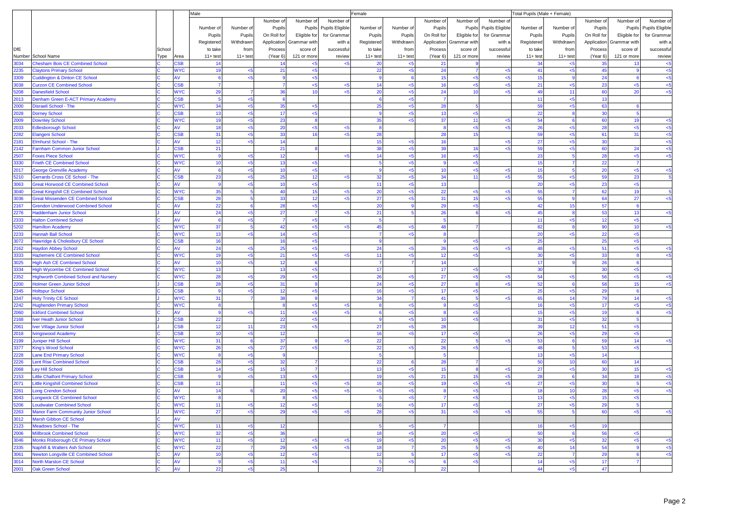| DfE Number | School Name | School Type | Area | Male | | | | | Female | | | | | Total Pupils (Male + Female) | | | | |
|---|---|---|---|---|---|---|---|---|---|---|---|---|---|---|---|---|---|---|
| | | | | Number of Pupils Registered to take 11+ test | Number of Pupils Withdrawn from 11+ test | Number of Pupils On Roll for Application Process (Year 6) | Number of Pupils Eligible for Grammar with score of 121 or more | Number of Pupils Eligible for Grammar with a successful review | Number of Pupils Registered to take 11+ test | Number of Pupils Withdrawn from 11+ test | Number of Pupils On Roll for Application Process (Year 6) | Number of Pupils Eligible for Grammar with score of 121 or more | Number of Pupils Eligible for Grammar with a successful review | Number of Pupils Registered to take 11+ test | Number of Pupils Withdrawn from 11+ test | Number of Pupils On Roll for Application Process (Year 6) | Number of Pupils Eligible for Grammar with score of 121 or more | Number of Pupils Eligible for Grammar with a successful review |
| 3034 | Chesham Bois CE Combined School | C | CSB | 14 | | 14 | <5 | <5 | 20 | <5 | 21 | 9 | | 34 | <5 | 35 | 13 | <5 |
| 2235 | Claytons Primary School | C | WYC | 19 | <5 | 21 | <5 | | 22 | <5 | 24 | 7 | <5 | 41 | <5 | 45 | 9 | <5 |
| 3309 | Cuddington & Dinton CE School | C | AV | 6 | <5 | 9 | <5 | | 9 | 6 | 15 | <5 | <5 | 15 | 9 | 24 | 6 | <5 |
| 3038 | Curzon CE Combined School | C | CSB | 7 | | 7 | <5 | <5 | 14 | <5 | 16 | <5 | <5 | 21 | <5 | 23 | <5 | <5 |
| 5208 | Danesfield School | C | WYC | 29 | 7 | 36 | 10 | <5 | 20 | <5 | 24 | 10 | <5 | 49 | 11 | 60 | 20 | <5 |
| 2013 | Denham Green E-ACT Primary Academy | C | CSB | 5 | <5 | 6 | | | 6 | <5 | 7 | | | 11 | <5 | 13 | | |
| 2000 | Disraeli School - The | C | WYC | 34 | <5 | 35 | <5 | | 25 | <5 | 28 | 5 | | 59 | <5 | 63 | 6 | |
| 2028 | Dorney School | C | CSB | 13 | <5 | 17 | <5 | | 9 | <5 | 13 | <5 | | 22 | 8 | 30 | 5 | |
| 2009 | Downley School | C | WYC | 19 | <5 | 23 | 8 | | 35 | <5 | 37 | 11 | <5 | 54 | 6 | 60 | 19 | <5 |
| 2033 | Edlesborough School | C | AV | 18 | <5 | 20 | <5 | <5 | 8 | | 8 | <5 | <5 | 26 | <5 | 28 | <5 | <5 |
| 2282 | Elangeni School | C | CSB | 31 | <5 | 33 | 16 | <5 | 28 | | 28 | 15 | | 59 | <5 | 61 | 31 | <5 |
| 2181 | Elmhurst School - The | C | AV | 12 | <5 | 14 | | | 15 | <5 | 16 | | <5 | 27 | <5 | 30 | | <5 |
| 2142 | Farnham Common Junior School | J | CSB | 21 | | 21 | 8 | | 38 | <5 | 39 | 16 | <5 | 59 | <5 | 60 | 24 | <5 |
| 2507 | Foxes Piece School | C | WYC | 9 | <5 | 12 | | <5 | 14 | <5 | 16 | <5 | | 23 | 5 | 28 | <5 | <5 |
| 3330 | Frieth CE Combined School | C | WYC | 10 | <5 | 13 | <5 | | 5 | <5 | 9 | <5 | | 15 | 7 | 22 | 7 | |
| 2017 | George Grenville Academy | C | AV | 6 | <5 | 10 | <5 | | 9 | <5 | 10 | <5 | <5 | 15 | 5 | 20 | <5 | <5 |
| 5210 | Gerrards Cross CE School - The | C | CSB | 23 | <5 | 25 | 12 | <5 | 32 | <5 | 34 | 11 | <5 | 55 | <5 | 59 | 23 | 5 |
| 3063 | Great Horwood CE Combined School | C | AV | 9 | <5 | 10 | <5 | | 11 | <5 | 13 | | | 20 | <5 | 23 | <5 | |
| 3040 | Great Kingshill CE Combined School | C | WYC | 35 | 5 | 40 | 15 | <5 | 20 | <5 | 22 | <5 | <5 | 55 | 7 | 62 | 19 | 5 |
| 3036 | Great Missenden CE Combined School | C | CSB | 28 | 5 | 33 | 12 | <5 | 27 | <5 | 31 | 15 | <5 | 55 | 9 | 64 | 27 | <5 |
| 2167 | Grendon Underwood Combined School | C | AV | 22 | 6 | 28 | <5 | | 20 | 9 | 29 | <5 | | 42 | 15 | 57 | 6 | |
| 2276 | Haddenham Junior School | J | AV | 24 | <5 | 27 | 7 | <5 | 21 | 5 | 26 | 6 | <5 | 45 | 8 | 53 | 13 | <5 |
| 2333 | Halton Combined School | C | AV | 6 | <5 | 7 | <5 | | 5 | | 5 | | | 11 | <5 | 12 | <5 | |
| 5202 | Hamilton Academy | C | WYC | 37 | 5 | 42 | <5 | <5 | 45 | <5 | 48 | 7 | | 82 | 8 | 90 | 10 | <5 |
| 2233 | Hannah Ball School | C | WYC | 13 | <5 | 14 | <5 | | 7 | <5 | 8 | | | 20 | <5 | 22 | <5 | |
| 3072 | Hawridge & Cholesbury CE School | C | CSB | 16 | | 16 | <5 | | 9 | | 9 | <5 | | 25 | | 25 | <5 | |
| 2162 | Haydon Abbey School | C | AV | 24 | <5 | 25 | <5 | | 24 | <5 | 26 | <5 | <5 | 48 | <5 | 51 | <5 | <5 |
| 3333 | Hazlemere CE Combined School | C | WYC | 19 | <5 | 21 | <5 | <5 | 11 | <5 | 12 | <5 | | 30 | <5 | 33 | 8 | <5 |
| 3025 | High Ash CE Combined School | C | AV | 10 | <5 | 12 | 6 | | 7 | 7 | 14 | | | 17 | 9 | 26 | 6 | |
| 3334 | High Wycombe CE Combined School | C | WYC | 13 | | 13 | <5 | | 17 | | 17 | <5 | | 30 | | 30 | <5 | |
| 2352 | Highworth Combined School and Nursery | C | WYC | 28 | <5 | 29 | <5 | | 26 | <5 | 27 | <5 | <5 | 54 | <5 | 56 | <5 | <5 |
| 2200 | Holmer Green Junior School | J | CSB | 28 | <5 | 31 | 9 | | 24 | <5 | 27 | 6 | <5 | 52 | 6 | 58 | 15 | <5 |
| 2345 | Holtspur School | C | CSB | 9 | <5 | 12 | <5 | | 16 | <5 | 17 | <5 | | 25 | <5 | 29 | 6 | |
| 3347 | Holy Trinity CE School | J | WYC | 31 | 7 | 38 | 9 | | 34 | 7 | 41 | 5 | <5 | 65 | 14 | 79 | 14 | <5 |
| 2242 | Hughenden Primary School | C | WYC | 8 | | 8 | <5 | <5 | 8 | <5 | 9 | <5 | | 16 | <5 | 17 | <5 | <5 |
| 2060 | Ickford Combined School | C | AV | 9 | <5 | 11 | <5 | <5 | 6 | <5 | 8 | <5 | | 15 | <5 | 19 | 6 | <5 |
| 2168 | Iver Heath Junior School | J | CSB | 22 | | 22 | <5 | | 9 | <5 | 10 | <5 | | 31 | <5 | 32 | 5 | |
| 2061 | Iver Village Junior School | J | CSB | 12 | 11 | 23 | <5 | | 27 | <5 | 28 | | | 39 | 12 | 51 | <5 | |
| 2018 | Ivingswood Academy | C | CSB | 10 | <5 | 12 | | | 16 | <5 | 17 | <5 | | 26 | <5 | 29 | <5 | |
| 2199 | Juniper Hill School | C | WYC | 31 | 6 | 37 | 9 | <5 | 22 | | 22 | 5 | <5 | 53 | 6 | 59 | 14 | <5 |
| 3377 | King's Wood School | C | WYC | 26 | <5 | 27 | <5 | | 22 | <5 | 26 | <5 | | 48 | 5 | 53 | <5 | |
| 2228 | Lane End Primary School | C | WYC | 8 | <5 | 9 | | | 5 | | 5 | | | 13 | <5 | 14 | | |
| 2226 | Lent Rise Combined School | C | CSB | 28 | <5 | 32 | 7 | | 22 | 6 | 28 | 7 | | 50 | 10 | 60 | 14 | |
| 2068 | Ley Hill School | C | CSB | 14 | <5 | 15 | 7 | | 13 | <5 | 15 | 8 | <5 | 27 | <5 | 30 | 15 | <5 |
| 2153 | Little Chalfont Primary School | C | CSB | 9 | <5 | 13 | <5 | | 19 | <5 | 21 | 15 | <5 | 28 | 6 | 34 | 18 | <5 |
| 2071 | Little Kingshill Combined School | C | CSB | 11 | | 11 | <5 | <5 | 16 | <5 | 19 | <5 | <5 | 27 | <5 | 30 | 5 | <5 |
| 2261 | Long Crendon School | C | AV | 14 | 6 | 20 | <5 | <5 | <5 | <5 | 8 | <5 | | 18 | 10 | 28 | <5 | <5 |
| 3043 | Longwick CE Combined School | C | WYC | 8 | | 8 | <5 | | 5 | <5 | 7 | <5 | | 13 | <5 | 15 | <5 | |
| 5206 | Loudwater Combined School | C | WYC | 11 | <5 | 12 | <5 | | 16 | <5 | 17 | <5 | | 27 | <5 | 29 | 5 | |
| 2263 | Manor Farm Community Junior School | J | WYC | 27 | <5 | 29 | <5 | <5 | 28 | <5 | 31 | <5 | <5 | 55 | 5 | 60 | <5 | <5 |
| 3012 | Marsh Gibbon CE School | C | AV | | | | | | | | | | | | | | | |
| 2123 | Meadows School - The | C | WYC | 11 | <5 | 12 | | | 5 | <5 | 7 | | | 16 | <5 | 19 | | |
| 2006 | Millbrook Combined School | C | WYC | 32 | <5 | 36 | | | 18 | <5 | 20 | <5 | | 50 | 6 | 56 | <5 | |
| 3046 | Monks Risborough CE Primary School | C | WYC | 11 | <5 | 12 | <5 | <5 | 19 | <5 | 20 | <5 | <5 | 30 | <5 | 32 | <5 | <5 |
| 2335 | Naphill & Walters Ash School | C | WYC | 22 | 7 | 29 | <5 | <5 | 18 | 7 | 25 | 5 | <5 | 40 | 14 | 54 | 9 | <5 |
| 3061 | Newton Longville CE Combined School | C | AV | 10 | <5 | 12 | <5 | | 12 | 5 | 17 | <5 | <5 | 22 | 7 | 29 | 6 | <5 |
| 3014 | North Marston CE School | C | AV | 9 | <5 | 11 | <5 | | 5 | <5 | 6 | <5 | | 14 | <5 | 17 | 7 | |
| 2001 | Oak Green School | C | AV | 22 | <5 | 25 | | | 22 | | 22 | | | 44 | <5 | 47 | | |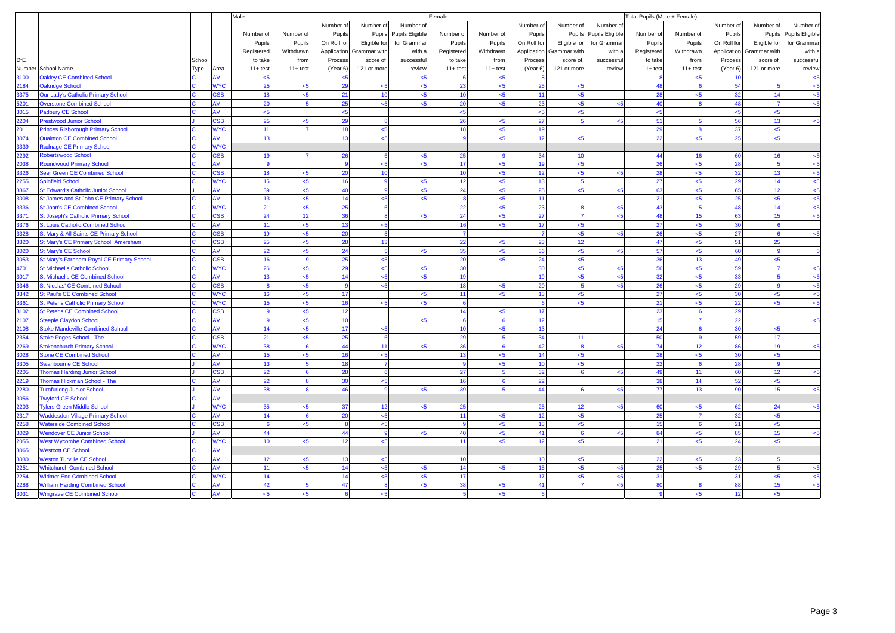| DfE Number | School Name | School Type | Area | Male | | | | | Female | | | | | Total Pupils (Male + Female) | | | | |
|---|---|---|---|---|---|---|---|---|---|---|---|---|---|---|---|---|---|---|
| | | | | Number of Pupils Registered to take 11+ test | Number of Pupils Withdrawn from 11+ test | Number of Pupils On Roll for Application Process (Year 6) | Number of Pupils Eligible for Grammar with score of 121 or more | Number of Pupils Eligible for Grammar with a successful review | Number of Pupils Registered to take 11+ test | Number of Pupils Withdrawn from 11+ test | Number of Pupils On Roll for Application Process (Year 6) | Number of Pupils Eligible for Grammar with score of 121 or more | Number of Pupils Eligible for Grammar with a successful review | Number of Pupils Registered to take 11+ test | Number of Pupils Withdrawn from 11+ test | Number of Pupils On Roll for Application Process (Year 6) | Number of Pupils Eligible for Grammar with score of 121 or more | Number of Pupils Eligible for Grammar with a successful review |
| 3100 | Oakley CE Combined School | C | AV | <5 | | <5 | | <5 | 6 | <5 | 8 | | | 8 | <5 | 10 | | <5 |
| 2184 | Oakridge School | C | WYC | 25 | <5 | 29 | <5 | <5 | 23 | <5 | 25 | <5 | | 48 | 6 | 54 | 5 | <5 |
| 3375 | Our Lady's Catholic Primary School | C | CSB | 18 | <5 | 21 | 10 | <5 | 10 | <5 | 11 | <5 | | 28 | <5 | 32 | 14 | <5 |
| 5201 | Overstone Combined School | C | AV | 20 | 5 | 25 | <5 | <5 | 20 | <5 | 23 | <5 | <5 | 40 | 8 | 48 | 7 | <5 |
| 3015 | Padbury CE School | C | AV | <5 | | <5 | | | <5 | | <5 | <5 | | <5 | | <5 | <5 | |
| 2204 | Prestwood Junior School | J | CSB | 25 | <5 | 29 | 8 | | 26 | <5 | 27 | 5 | <5 | 51 | 5 | 56 | 13 | <5 |
| 2011 | Princes Risborough Primary School | C | WYC | 11 | 7 | 18 | <5 | | 18 | <5 | 19 | | | 29 | 8 | 37 | <5 | |
| 3074 | Quainton CE Combined School | C | AV | 13 | | 13 | <5 | | 9 | <5 | 12 | <5 | | 22 | <5 | 25 | <5 | |
| 3339 | Radnage CE Primary School | C | WYC | | | | | | | | | | | | | | | |
| 2292 | Robertswood School | C | CSB | 19 | 7 | 26 | 6 | <5 | 25 | 9 | 34 | 10 | | 44 | 16 | 60 | 16 | <5 |
| 2038 | Roundwood Primary School | C | AV | 9 | | 9 | <5 | <5 | 17 | <5 | 19 | <5 | | 26 | <5 | 28 | 5 | <5 |
| 3326 | Seer Green CE Combined School | C | CSB | 18 | <5 | 20 | 10 | | 10 | <5 | 12 | <5 | <5 | 28 | <5 | 32 | 13 | <5 |
| 2255 | Spinfield School | C | WYC | 15 | <5 | 16 | 9 | <5 | 12 | <5 | 13 | 5 | | 27 | <5 | 29 | 14 | <5 |
| 3367 | St Edward's Catholic Junior School | J | AV | 39 | <5 | 40 | 9 | <5 | 24 | <5 | 25 | <5 | <5 | 63 | <5 | 65 | 12 | <5 |
| 3008 | St James and St John CE Primary School | C | AV | 13 | <5 | 14 | <5 | <5 | 8 | <5 | 11 | | | 21 | <5 | 25 | <5 | <5 |
| 3336 | St John's CE Combined School | C | WYC | 21 | <5 | 25 | 6 | | 22 | <5 | 23 | 8 | <5 | 43 | 5 | 48 | 14 | <5 |
| 3371 | St Joseph's Catholic Primary School | C | CSB | 24 | 12 | 36 | 8 | <5 | 24 | <5 | 27 | 7 | <5 | 48 | 15 | 63 | 15 | <5 |
| 3376 | St Louis Catholic Combined School | C | AV | 11 | <5 | 13 | <5 | | 16 | <5 | 17 | <5 | | 27 | <5 | 30 | 6 | |
| 3328 | St Mary & All Saints CE Primary School | C | CSB | 19 | <5 | 20 | 5 | | 7 | | 7 | <5 | <5 | 26 | <5 | 27 | 6 | <5 |
| 3320 | St Mary's CE Primary School, Amersham | C | CSB | 25 | <5 | 28 | 13 | | 22 | <5 | 23 | 12 | | 47 | <5 | 51 | 25 | |
| 3020 | St Mary's CE School | C | AV | 22 | <5 | 24 | 5 | <5 | 35 | <5 | 36 | <5 | <5 | 57 | <5 | 60 | 9 | 5 |
| 3053 | St Mary's Farnham Royal CE Primary School | C | CSB | 16 | 9 | 25 | <5 | | 20 | <5 | 24 | <5 | | 36 | 13 | 49 | <5 | |
| 4701 | St Michael's Catholic School | C | WYC | 26 | <5 | 29 | <5 | <5 | 30 | | 30 | <5 | <5 | 56 | <5 | 59 | 7 | <5 |
| 3017 | St Michael's CE Combined School | C | AV | 13 | <5 | 14 | <5 | <5 | 19 | | 19 | <5 | <5 | 32 | <5 | 33 | 5 | <5 |
| 3346 | St Nicolas' CE Combined School | C | CSB | 8 | <5 | 9 | <5 | | 18 | <5 | 20 | 5 | <5 | 26 | <5 | 29 | 9 | <5 |
| 3342 | St Paul's CE Combined School | C | WYC | 16 | <5 | 17 | | <5 | 11 | <5 | 13 | <5 | | 27 | <5 | 30 | <5 | <5 |
| 3361 | St Peter's Catholic Primary School | C | WYC | 15 | <5 | 16 | <5 | <5 | 6 | | 6 | <5 | | 21 | <5 | 22 | <5 | <5 |
| 3102 | St Peter's CE Combined School | C | CSB | 9 | <5 | 12 | | | 14 | <5 | 17 | | | 23 | 6 | 29 | | |
| 2107 | Steeple Claydon School | C | AV | 9 | <5 | 10 | | <5 | 6 | 6 | 12 | | | 15 | 7 | 22 | | <5 |
| 2108 | Stoke Mandeville Combined School | C | AV | 14 | <5 | 17 | <5 | | 10 | <5 | 13 | | | 24 | 6 | 30 | <5 | |
| 2354 | Stoke Poges School - The | C | CSB | 21 | <5 | 25 | 6 | | 29 | 5 | 34 | 11 | | 50 | 9 | 59 | 17 | |
| 2269 | Stokenchurch Primary School | C | WYC | 38 | 6 | 44 | 11 | <5 | 36 | 6 | 42 | 8 | <5 | 74 | 12 | 86 | 19 | <5 |
| 3028 | Stone CE Combined School | C | AV | 15 | <5 | 16 | <5 | | 13 | <5 | 14 | <5 | | 28 | <5 | 30 | <5 | |
| 3305 | Swanbourne CE School | J | AV | 13 | 5 | 18 | 7 | | 9 | <5 | 10 | <5 | | 22 | 6 | 28 | 9 | |
| 2205 | Thomas Harding Junior School | J | CSB | 22 | 6 | 28 | 6 | | 27 | 5 | 32 | 6 | <5 | 49 | 11 | 60 | 12 | <5 |
| 2219 | Thomas Hickman School - The | C | AV | 22 | 8 | 30 | <5 | | 16 | 6 | 22 | | | 38 | 14 | 52 | <5 | |
| 2280 | Turnfurlong Junior School | J | AV | 38 | 8 | 46 | 9 | <5 | 39 | 5 | 44 | 6 | <5 | 77 | 13 | 90 | 15 | <5 |
| 3056 | Twyford CE School | C | AV | | | | | | | | | | | | | | | |
| 2203 | Tylers Green Middle School | J | WYC | 35 | <5 | 37 | 12 | <5 | 25 | | 25 | 12 | <5 | 60 | <5 | 62 | 24 | <5 |
| 2317 | Waddesdon Village Primary School | C | AV | 14 | 6 | 20 | <5 | | 11 | <5 | 12 | <5 | | 25 | 7 | 32 | <5 | |
| 2258 | Waterside Combined School | C | CSB | 6 | <5 | 8 | <5 | | 9 | <5 | 13 | <5 | | 15 | 6 | 21 | <5 | |
| 3029 | Wendover CE Junior School | J | AV | 44 | | 44 | 9 | <5 | 40 | <5 | 41 | 6 | <5 | 84 | <5 | 85 | 15 | <5 |
| 2055 | West Wycombe Combined School | C | WYC | 10 | <5 | 12 | <5 | | 11 | <5 | 12 | <5 | | 21 | <5 | 24 | <5 | |
| 3065 | Westcott CE School | C | AV | | | | | | | | | | | | | | | |
| 3030 | Weston Turville CE School | C | AV | 12 | <5 | 13 | <5 | | 10 | | 10 | <5 | | 22 | <5 | 23 | 5 | |
| 2251 | Whitchurch Combined School | C | AV | 11 | <5 | 14 | <5 | <5 | 14 | <5 | 15 | <5 | <5 | 25 | <5 | 29 | 5 | <5 |
| 2254 | Widmer End Combined School | C | WYC | 14 | | 14 | <5 | <5 | 17 | | 17 | <5 | <5 | 31 | | 31 | <5 | <5 |
| 2288 | William Harding Combined School | C | AV | 42 | 5 | 47 | 8 | <5 | 38 | <5 | 41 | 7 | <5 | 80 | 8 | 88 | 15 | <5 |
| 3031 | Wingrave CE Combined School | C | AV | <5 | <5 | 6 | <5 | | 5 | <5 | 6 | | | 9 | <5 | 12 | <5 | |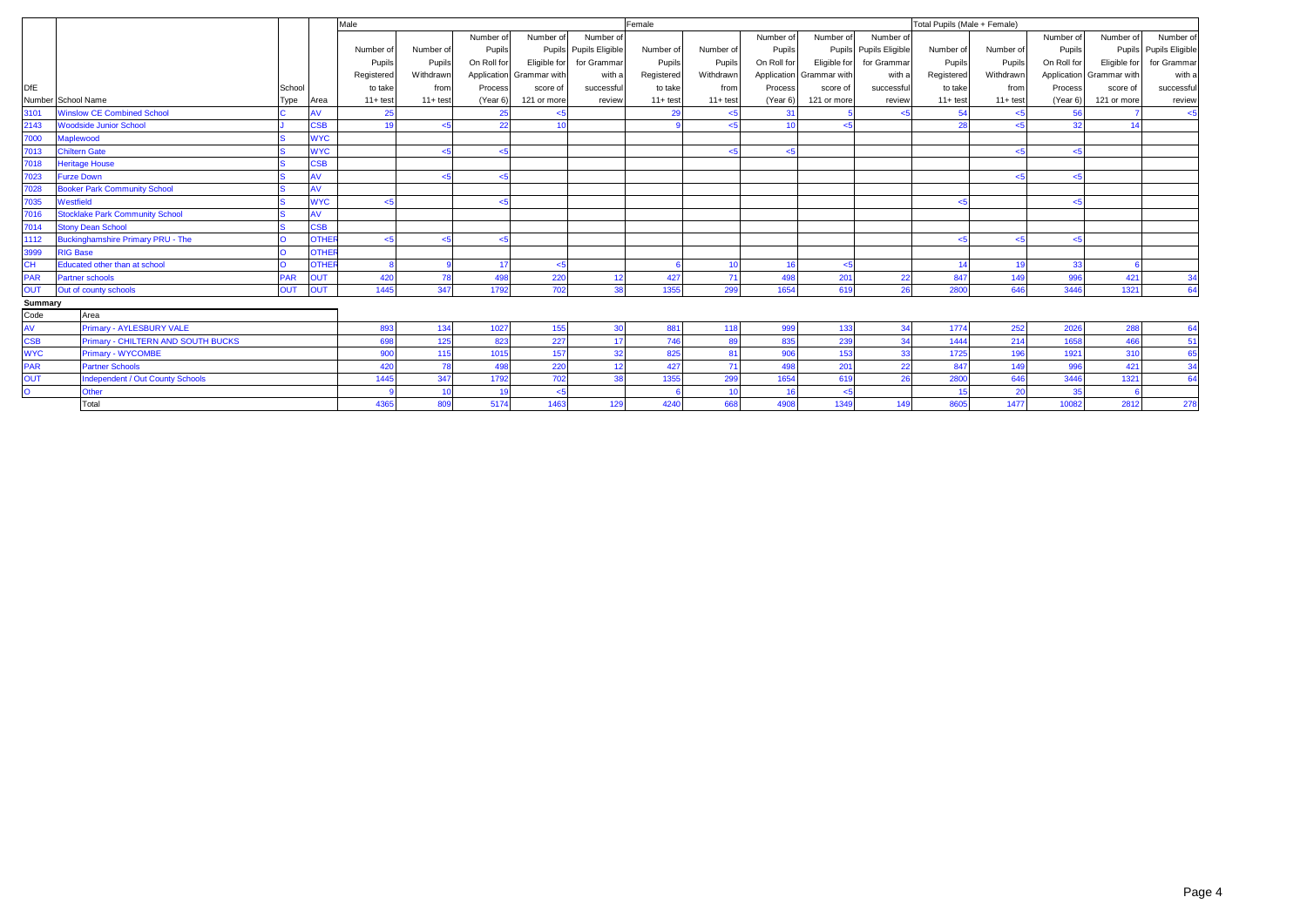| DfE Number | School Name | School Type | Area | Male | | | | | Female | | | | | Total Pupils (Male + Female) | | | | |
|---|---|---|---|---|---|---|---|---|---|---|---|---|---|---|---|---|---|---|
| | | | | Number of Pupils Registered to take 11+ test | Number of Pupils Withdrawn from 11+ test | Number of Pupils On Roll for Application Process (Year 6) | Number of Pupils Eligible for Grammar with score of 121 or more | Number of Pupils Eligible for Grammar with a successful review | Number of Pupils Registered to take 11+ test | Number of Pupils Withdrawn from 11+ test | Number of Pupils On Roll for Application Process (Year 6) | Number of Pupils Eligible for Grammar with score of 121 or more | Number of Pupils Eligible for Grammar with a successful review | Number of Pupils Registered to take 11+ test | Number of Pupils Withdrawn from 11+ test | Number of Pupils On Roll for Application Process (Year 6) | Number of Pupils Eligible for Grammar with score of 121 or more | Number of Pupils Eligible for Grammar with a successful review |
| 3101 | Winslow CE Combined School | C | AV | 25 | | 25 | <5 | | 29 | <5 | 31 | 5 | <5 | 54 | <5 | 56 | 7 | <5 |
| 2143 | Woodside Junior School | J | CSB | 19 | <5 | 22 | 10 | | 9 | <5 | 10 | <5 | | 28 | <5 | 32 | 14 | |
| 7000 | Maplewood | S | WYC | | | | | | | | | | | | | | | |
| 7013 | Chiltern Gate | S | WYC | | <5 | <5 | | | | <5 | <5 | | | | <5 | <5 | | |
| 7018 | Heritage House | S | CSB | | | | | | | | | | | | | | | |
| 7023 | Furze Down | S | AV | | <5 | <5 | | | | | | | | | <5 | <5 | | |
| 7028 | Booker Park Community School | S | AV | | | | | | | | | | | | | | | |
| 7035 | Westfield | S | WYC | <5 | | <5 | | | | | | | | <5 | | <5 | | |
| 7016 | Stocklake Park Community School | S | AV | | | | | | | | | | | | | | | |
| 7014 | Stony Dean School | S | CSB | | | | | | | | | | | | | | | |
| 1112 | Buckinghamshire Primary PRU - The | O | OTHER | <5 | <5 | <5 | | | | | | | | <5 | <5 | <5 | | |
| 3999 | RIG Base | O | OTHER | | | | | | | | | | | | | | | |
| CH | Educated other than at school | O | OTHER | 8 | 9 | 17 | <5 | | 6 | 10 | 16 | <5 | | 14 | 19 | 33 | 6 | |
| PAR | Partner schools | PAR | OUT | 420 | 78 | 498 | 220 | 12 | 427 | 71 | 498 | 201 | 22 | 847 | 149 | 996 | 421 | 34 |
| OUT | Out of county schools | OUT | OUT | 1445 | 347 | 1792 | 702 | 38 | 1355 | 299 | 1654 | 619 | 26 | 2800 | 646 | 3446 | 1321 | 64 |

**Summary**

| Code | Area | Male Registered | Male Withdrawn | Male On Roll (Year 6) | Male 121 or more | Male successful review | Female Registered | Female Withdrawn | Female On Roll (Year 6) | Female 121 or more | Female successful review | Total Registered | Total Withdrawn | Total On Roll (Year 6) | Total 121 or more | Total successful review |
|---|---|---|---|---|---|---|---|---|---|---|---|---|---|---|---|---|
| AV | Primary - AYLESBURY VALE | 893 | 134 | 1027 | 155 | 30 | 881 | 118 | 999 | 133 | 34 | 1774 | 252 | 2026 | 288 | 64 |
| CSB | Primary - CHILTERN AND SOUTH BUCKS | 698 | 125 | 823 | 227 | 17 | 746 | 89 | 835 | 239 | 34 | 1444 | 214 | 1658 | 466 | 51 |
| WYC | Primary - WYCOMBE | 900 | 115 | 1015 | 157 | 32 | 825 | 81 | 906 | 153 | 33 | 1725 | 196 | 1921 | 310 | 65 |
| PAR | Partner Schools | 420 | 78 | 498 | 220 | 12 | 427 | 71 | 498 | 201 | 22 | 847 | 149 | 996 | 421 | 34 |
| OUT | Independent / Out County Schools | 1445 | 347 | 1792 | 702 | 38 | 1355 | 299 | 1654 | 619 | 26 | 2800 | 646 | 3446 | 1321 | 64 |
| O | Other | 9 | 10 | 19 | <5 | | 6 | 10 | 16 | <5 | | 15 | 20 | 35 | 6 | |
| | Total | 4365 | 809 | 5174 | 1463 | 129 | 4240 | 668 | 4908 | 1349 | 149 | 8605 | 1477 | 10082 | 2812 | 278 |